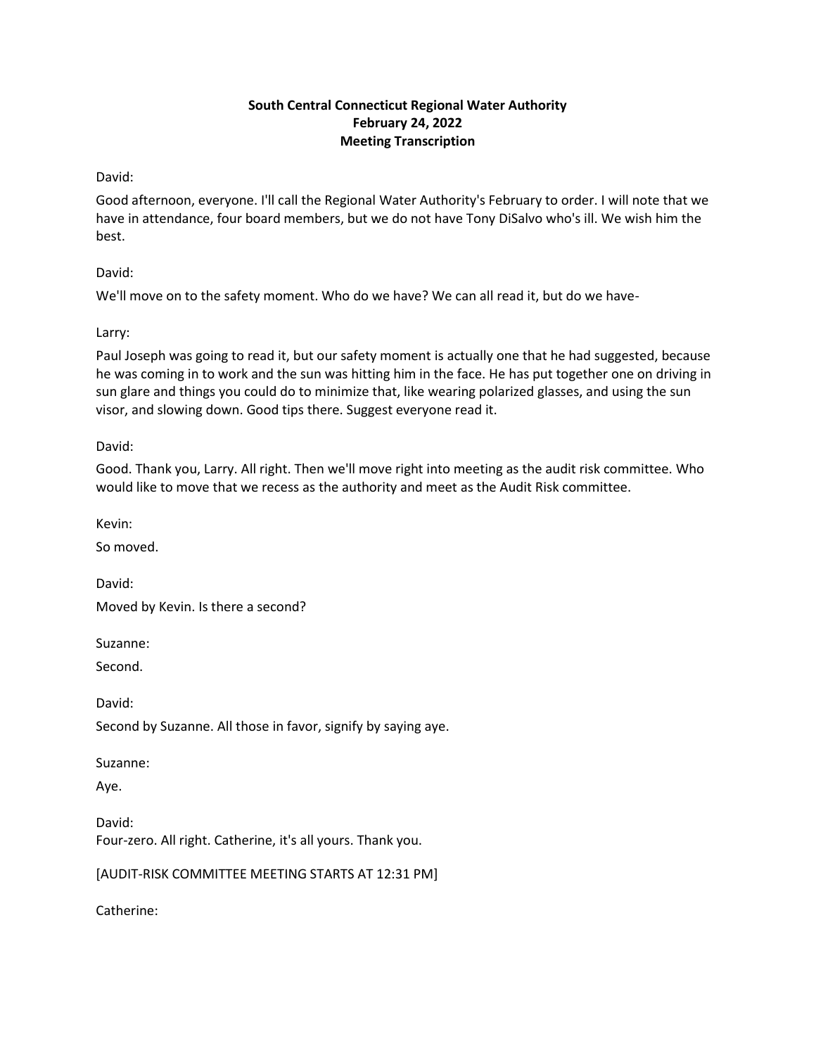**South Central Connecticut Regional Water Authority**
**February 24, 2022**
**Meeting Transcription**

David:

Good afternoon, everyone. I'll call the Regional Water Authority's February to order. I will note that we have in attendance, four board members, but we do not have Tony DiSalvo who's ill. We wish him the best.

David:

We'll move on to the safety moment. Who do we have? We can all read it, but do we have-

Larry:

Paul Joseph was going to read it, but our safety moment is actually one that he had suggested, because he was coming in to work and the sun was hitting him in the face. He has put together one on driving in sun glare and things you could do to minimize that, like wearing polarized glasses, and using the sun visor, and slowing down. Good tips there. Suggest everyone read it.

David:

Good. Thank you, Larry. All right. Then we'll move right into meeting as the audit risk committee. Who would like to move that we recess as the authority and meet as the Audit Risk committee.

Kevin:

So moved.

David:

Moved by Kevin. Is there a second?

Suzanne:

Second.

David:

Second by Suzanne. All those in favor, signify by saying aye.

Suzanne:

Aye.

David:

Four-zero. All right. Catherine, it's all yours. Thank you.

[AUDIT-RISK COMMITTEE MEETING STARTS AT 12:31 PM]

Catherine: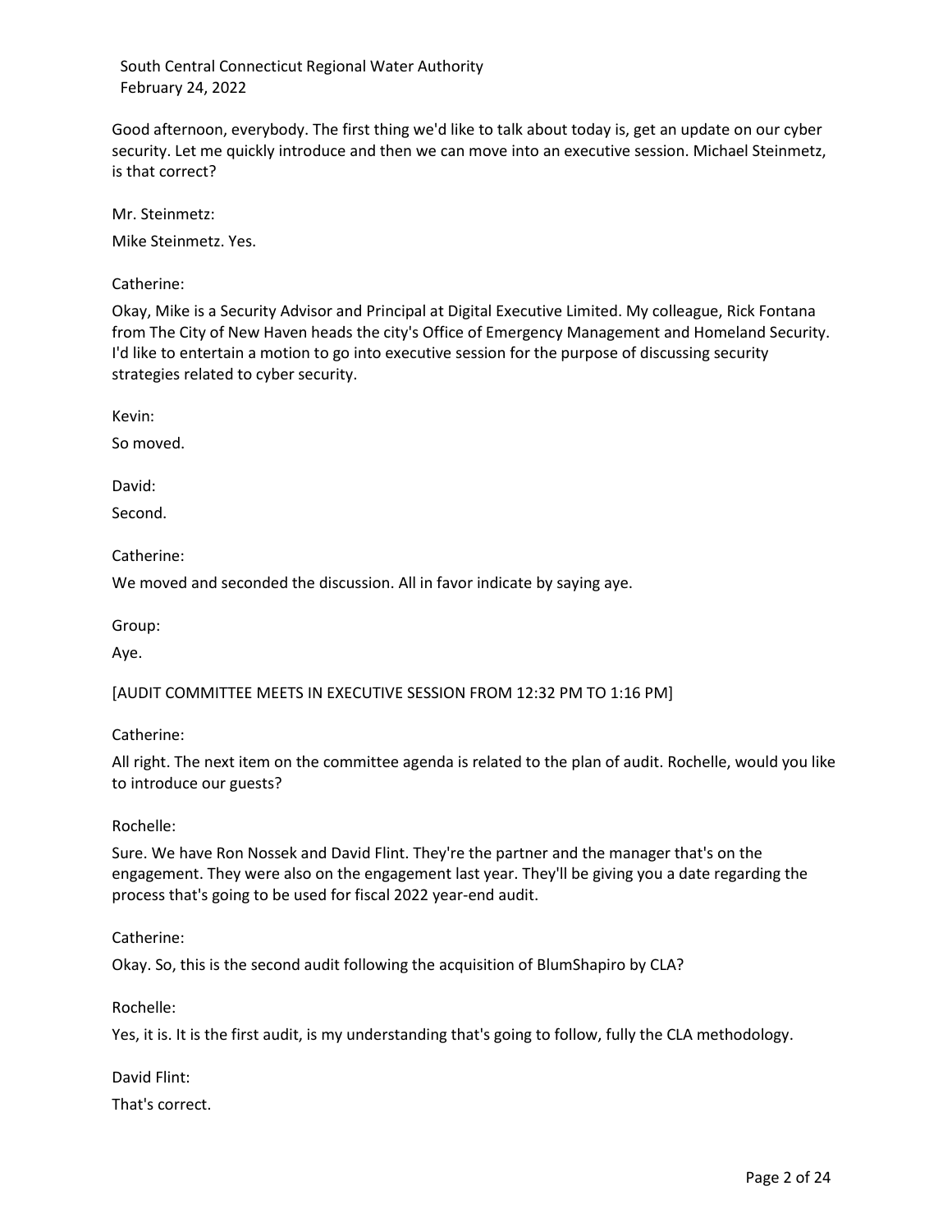Good afternoon, everybody. The first thing we'd like to talk about today is, get an update on our cyber security. Let me quickly introduce and then we can move into an executive session. Michael Steinmetz, is that correct?

Mr. Steinmetz:

Mike Steinmetz. Yes.

Catherine:

Okay, Mike is a Security Advisor and Principal at Digital Executive Limited. My colleague, Rick Fontana from The City of New Haven heads the city's Office of Emergency Management and Homeland Security. I'd like to entertain a motion to go into executive session for the purpose of discussing security strategies related to cyber security.

Kevin:

So moved.

David:

Second.

Catherine:

We moved and seconded the discussion. All in favor indicate by saying aye.

Group:

Aye.

[AUDIT COMMITTEE MEETS IN EXECUTIVE SESSION FROM 12:32 PM TO 1:16 PM]

Catherine:

All right. The next item on the committee agenda is related to the plan of audit. Rochelle, would you like to introduce our guests?

Rochelle:

Sure. We have Ron Nossek and David Flint. They're the partner and the manager that's on the engagement. They were also on the engagement last year. They'll be giving you a date regarding the process that's going to be used for fiscal 2022 year-end audit.

Catherine:

Okay. So, this is the second audit following the acquisition of BlumShapiro by CLA?

Rochelle:

Yes, it is. It is the first audit, is my understanding that's going to follow, fully the CLA methodology.

David Flint:

That's correct.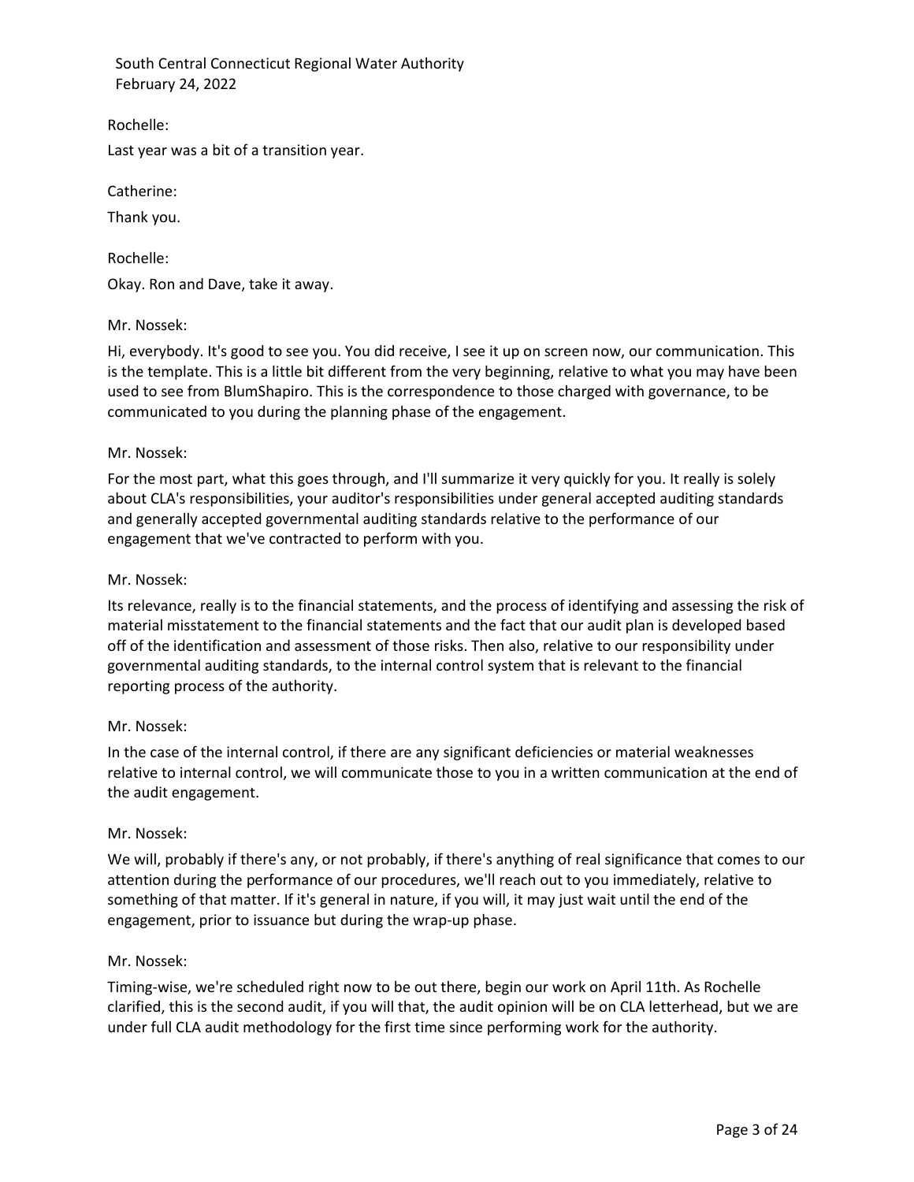Rochelle:

Last year was a bit of a transition year.

Catherine:

Thank you.

Rochelle:

Okay. Ron and Dave, take it away.

Mr. Nossek:

Hi, everybody. It's good to see you. You did receive, I see it up on screen now, our communication. This is the template. This is a little bit different from the very beginning, relative to what you may have been used to see from BlumShapiro. This is the correspondence to those charged with governance, to be communicated to you during the planning phase of the engagement.

Mr. Nossek:

For the most part, what this goes through, and I'll summarize it very quickly for you. It really is solely about CLA's responsibilities, your auditor's responsibilities under general accepted auditing standards and generally accepted governmental auditing standards relative to the performance of our engagement that we've contracted to perform with you.

Mr. Nossek:

Its relevance, really is to the financial statements, and the process of identifying and assessing the risk of material misstatement to the financial statements and the fact that our audit plan is developed based off of the identification and assessment of those risks. Then also, relative to our responsibility under governmental auditing standards, to the internal control system that is relevant to the financial reporting process of the authority.

Mr. Nossek:

In the case of the internal control, if there are any significant deficiencies or material weaknesses relative to internal control, we will communicate those to you in a written communication at the end of the audit engagement.

Mr. Nossek:

We will, probably if there's any, or not probably, if there's anything of real significance that comes to our attention during the performance of our procedures, we'll reach out to you immediately, relative to something of that matter. If it's general in nature, if you will, it may just wait until the end of the engagement, prior to issuance but during the wrap-up phase.

Mr. Nossek:

Timing-wise, we're scheduled right now to be out there, begin our work on April 11th. As Rochelle clarified, this is the second audit, if you will that, the audit opinion will be on CLA letterhead, but we are under full CLA audit methodology for the first time since performing work for the authority.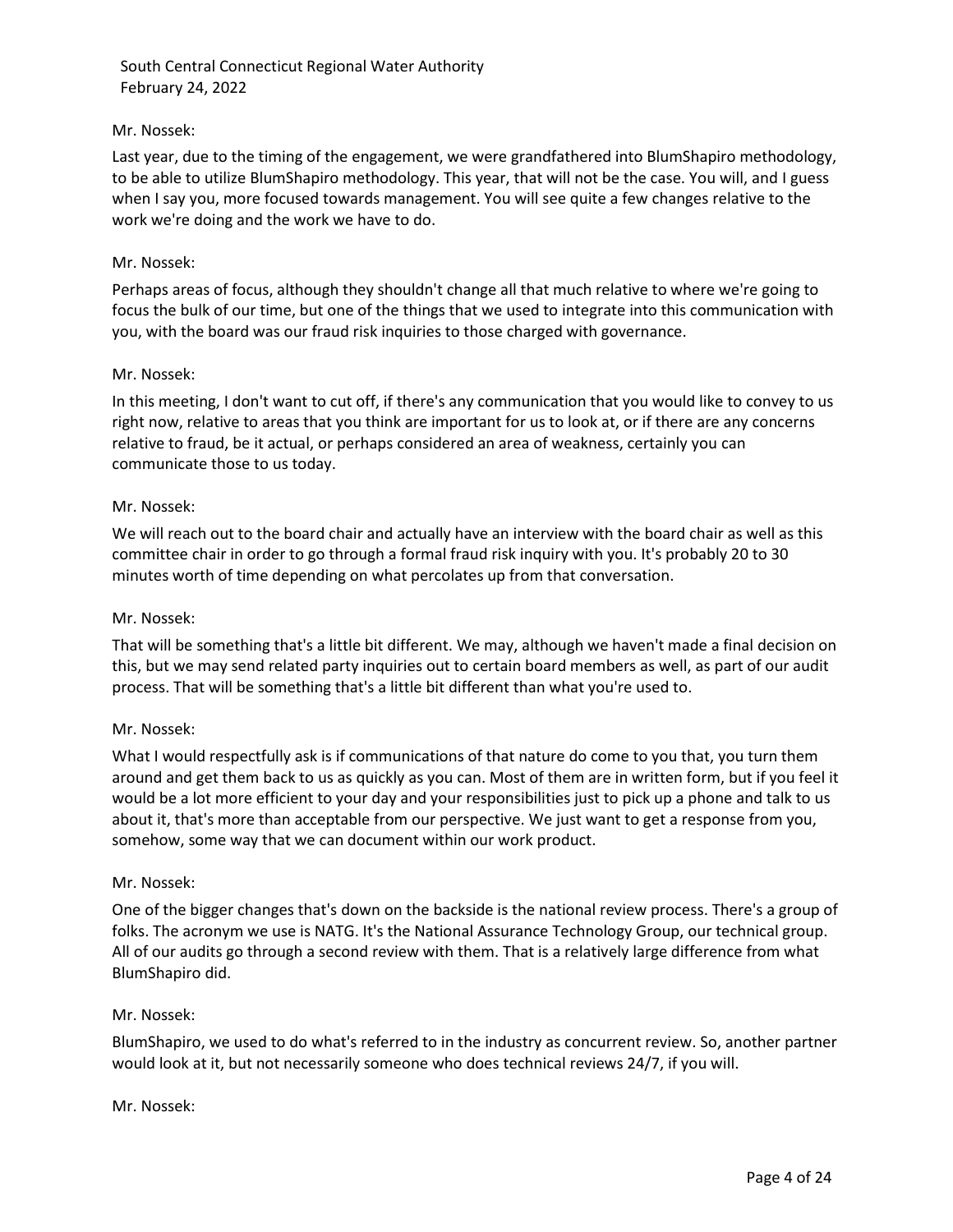Mr. Nossek:

Last year, due to the timing of the engagement, we were grandfathered into BlumShapiro methodology, to be able to utilize BlumShapiro methodology. This year, that will not be the case. You will, and I guess when I say you, more focused towards management. You will see quite a few changes relative to the work we're doing and the work we have to do.

Mr. Nossek:

Perhaps areas of focus, although they shouldn't change all that much relative to where we're going to focus the bulk of our time, but one of the things that we used to integrate into this communication with you, with the board was our fraud risk inquiries to those charged with governance.

Mr. Nossek:

In this meeting, I don't want to cut off, if there's any communication that you would like to convey to us right now, relative to areas that you think are important for us to look at, or if there are any concerns relative to fraud, be it actual, or perhaps considered an area of weakness, certainly you can communicate those to us today.

Mr. Nossek:

We will reach out to the board chair and actually have an interview with the board chair as well as this committee chair in order to go through a formal fraud risk inquiry with you. It's probably 20 to 30 minutes worth of time depending on what percolates up from that conversation.

Mr. Nossek:

That will be something that's a little bit different. We may, although we haven't made a final decision on this, but we may send related party inquiries out to certain board members as well, as part of our audit process. That will be something that's a little bit different than what you're used to.

Mr. Nossek:

What I would respectfully ask is if communications of that nature do come to you that, you turn them around and get them back to us as quickly as you can. Most of them are in written form, but if you feel it would be a lot more efficient to your day and your responsibilities just to pick up a phone and talk to us about it, that's more than acceptable from our perspective. We just want to get a response from you, somehow, some way that we can document within our work product.

Mr. Nossek:

One of the bigger changes that's down on the backside is the national review process. There's a group of folks. The acronym we use is NATG. It's the National Assurance Technology Group, our technical group. All of our audits go through a second review with them. That is a relatively large difference from what BlumShapiro did.

Mr. Nossek:

BlumShapiro, we used to do what's referred to in the industry as concurrent review. So, another partner would look at it, but not necessarily someone who does technical reviews 24/7, if you will.

Mr. Nossek: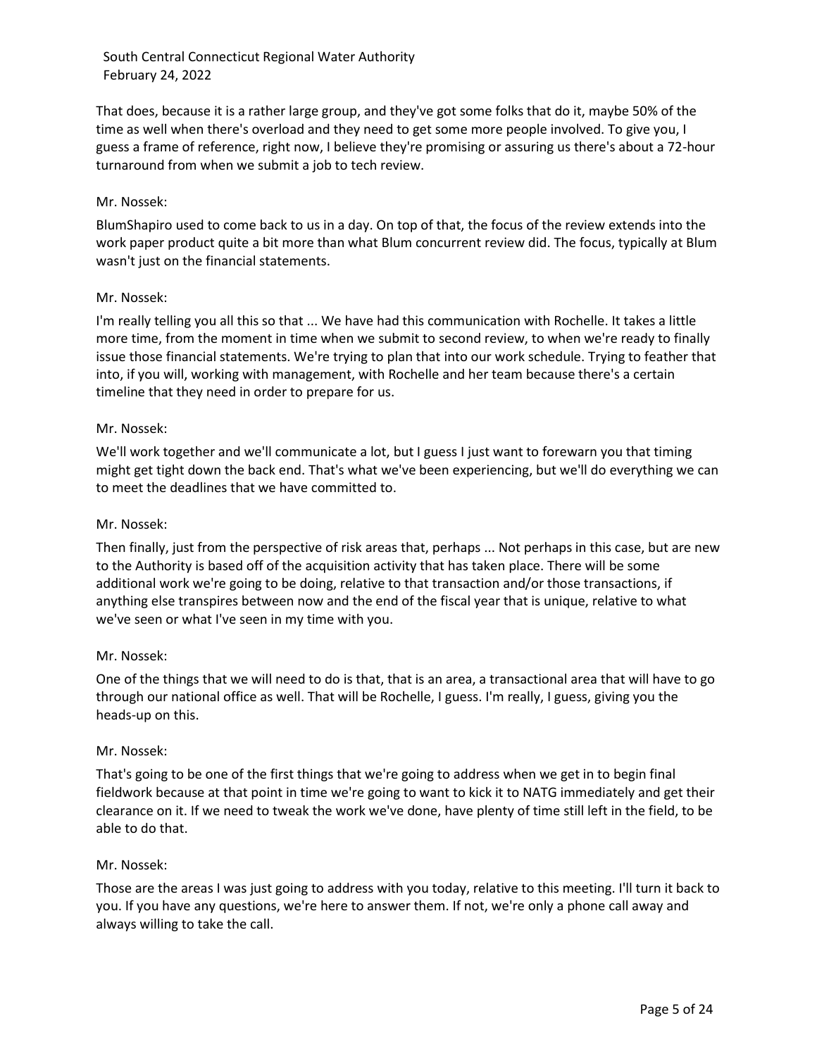That does, because it is a rather large group, and they've got some folks that do it, maybe 50% of the time as well when there's overload and they need to get some more people involved. To give you, I guess a frame of reference, right now, I believe they're promising or assuring us there's about a 72-hour turnaround from when we submit a job to tech review.

Mr. Nossek:

BlumShapiro used to come back to us in a day. On top of that, the focus of the review extends into the work paper product quite a bit more than what Blum concurrent review did. The focus, typically at Blum wasn't just on the financial statements.

Mr. Nossek:

I'm really telling you all this so that ... We have had this communication with Rochelle. It takes a little more time, from the moment in time when we submit to second review, to when we're ready to finally issue those financial statements. We're trying to plan that into our work schedule. Trying to feather that into, if you will, working with management, with Rochelle and her team because there's a certain timeline that they need in order to prepare for us.

Mr. Nossek:

We'll work together and we'll communicate a lot, but I guess I just want to forewarn you that timing might get tight down the back end. That's what we've been experiencing, but we'll do everything we can to meet the deadlines that we have committed to.

Mr. Nossek:

Then finally, just from the perspective of risk areas that, perhaps ... Not perhaps in this case, but are new to the Authority is based off of the acquisition activity that has taken place. There will be some additional work we're going to be doing, relative to that transaction and/or those transactions, if anything else transpires between now and the end of the fiscal year that is unique, relative to what we've seen or what I've seen in my time with you.

Mr. Nossek:

One of the things that we will need to do is that, that is an area, a transactional area that will have to go through our national office as well. That will be Rochelle, I guess. I'm really, I guess, giving you the heads-up on this.

Mr. Nossek:

That's going to be one of the first things that we're going to address when we get in to begin final fieldwork because at that point in time we're going to want to kick it to NATG immediately and get their clearance on it. If we need to tweak the work we've done, have plenty of time still left in the field, to be able to do that.

Mr. Nossek:

Those are the areas I was just going to address with you today, relative to this meeting. I'll turn it back to you. If you have any questions, we're here to answer them. If not, we're only a phone call away and always willing to take the call.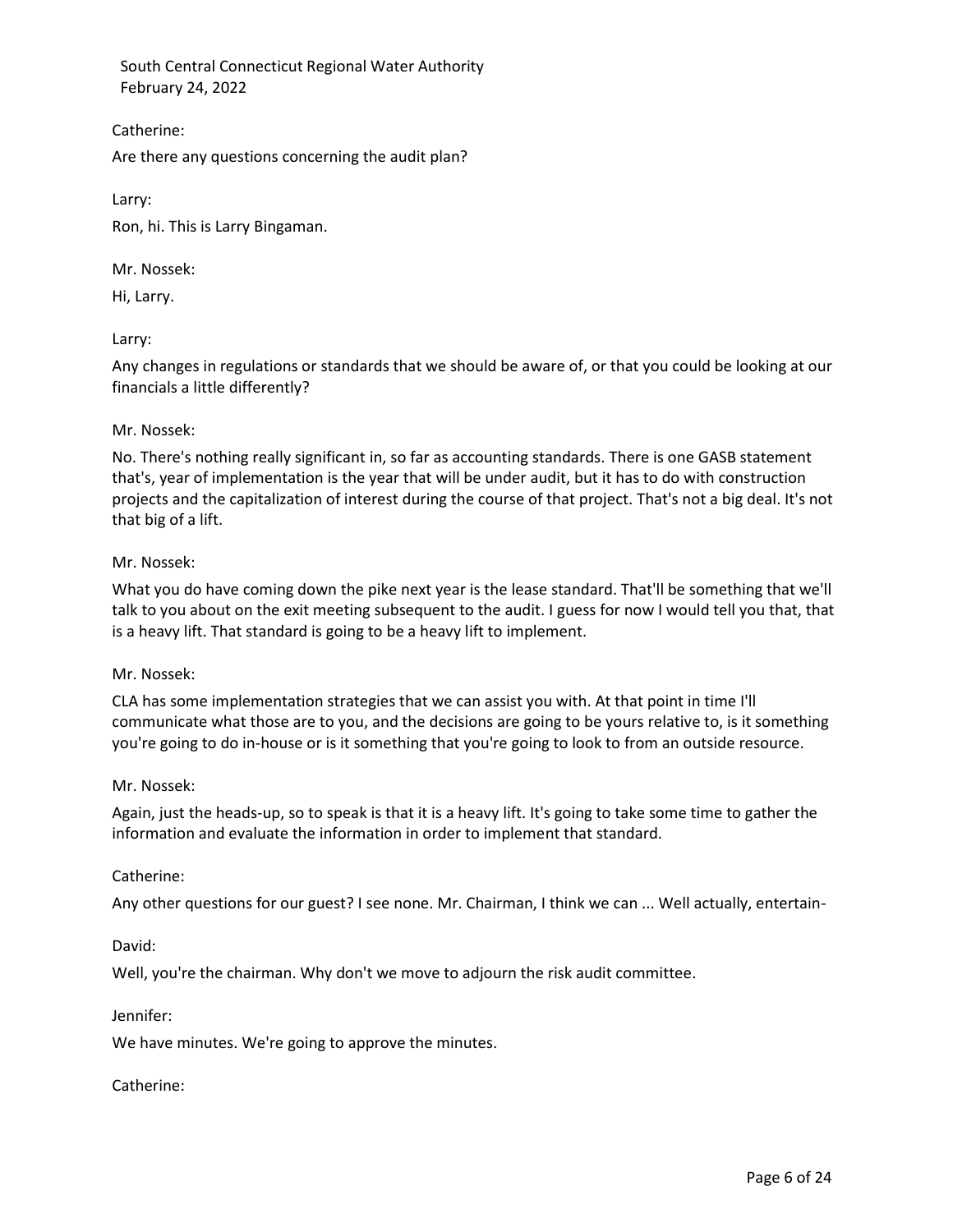Catherine:

Are there any questions concerning the audit plan?

Larry:

Ron, hi. This is Larry Bingaman.

Mr. Nossek:

Hi, Larry.

Larry:

Any changes in regulations or standards that we should be aware of, or that you could be looking at our financials a little differently?

Mr. Nossek:

No. There's nothing really significant in, so far as accounting standards. There is one GASB statement that's, year of implementation is the year that will be under audit, but it has to do with construction projects and the capitalization of interest during the course of that project. That's not a big deal. It's not that big of a lift.

Mr. Nossek:

What you do have coming down the pike next year is the lease standard. That'll be something that we'll talk to you about on the exit meeting subsequent to the audit. I guess for now I would tell you that, that is a heavy lift. That standard is going to be a heavy lift to implement.

Mr. Nossek:

CLA has some implementation strategies that we can assist you with. At that point in time I'll communicate what those are to you, and the decisions are going to be yours relative to, is it something you're going to do in-house or is it something that you're going to look to from an outside resource.

Mr. Nossek:

Again, just the heads-up, so to speak is that it is a heavy lift. It's going to take some time to gather the information and evaluate the information in order to implement that standard.

Catherine:

Any other questions for our guest? I see none. Mr. Chairman, I think we can ... Well actually, entertain-

David:

Well, you're the chairman. Why don't we move to adjourn the risk audit committee.

Jennifer:

We have minutes. We're going to approve the minutes.

Catherine: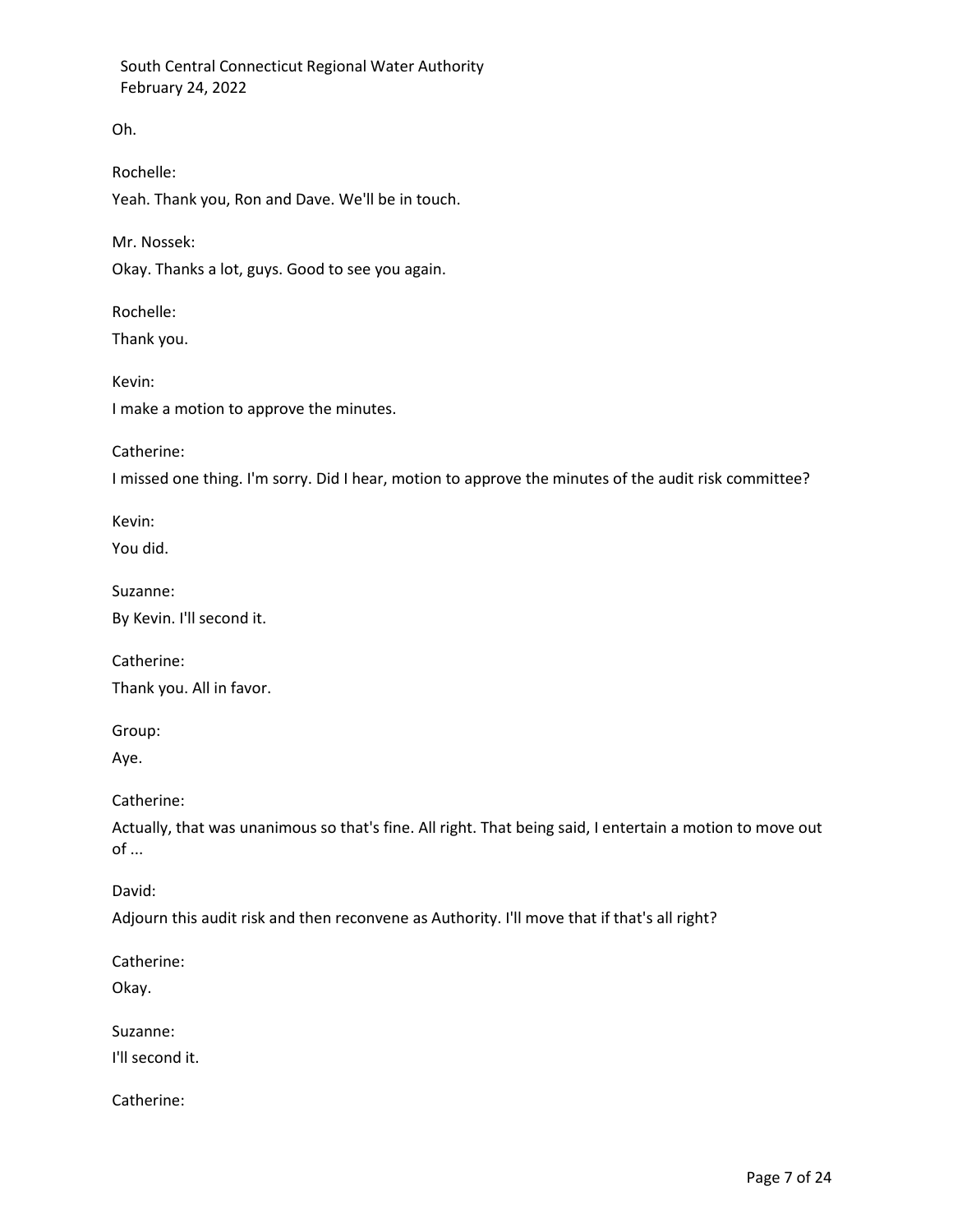Oh.

Rochelle:

Yeah. Thank you, Ron and Dave. We'll be in touch.

Mr. Nossek:

Okay. Thanks a lot, guys. Good to see you again.

Rochelle:

Thank you.

Kevin:

I make a motion to approve the minutes.

Catherine:

I missed one thing. I'm sorry. Did I hear, motion to approve the minutes of the audit risk committee?

Kevin:

You did.

Suzanne:

By Kevin. I'll second it.

Catherine:

Thank you. All in favor.

Group:

Aye.

Catherine:

Actually, that was unanimous so that's fine. All right. That being said, I entertain a motion to move out of ...

David:

Adjourn this audit risk and then reconvene as Authority. I'll move that if that's all right?

Catherine:

Okay.

Suzanne:

I'll second it.

Catherine: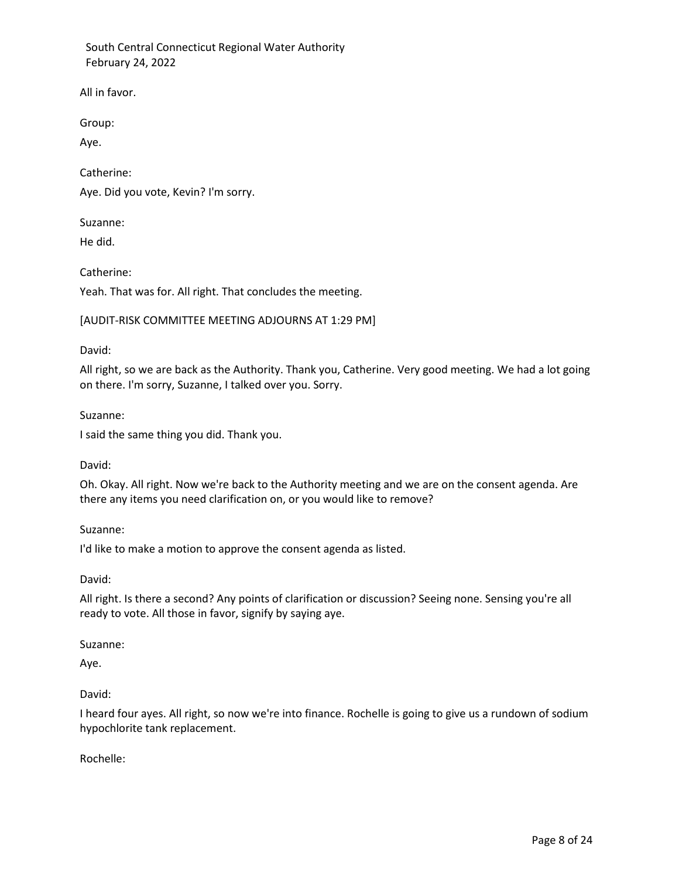All in favor.

Group:

Aye.

Catherine:

Aye. Did you vote, Kevin? I'm sorry.

Suzanne:

He did.

Catherine:

Yeah. That was for. All right. That concludes the meeting.

[AUDIT-RISK COMMITTEE MEETING ADJOURNS AT 1:29 PM]

David:

All right, so we are back as the Authority. Thank you, Catherine. Very good meeting. We had a lot going on there. I'm sorry, Suzanne, I talked over you. Sorry.

Suzanne:

I said the same thing you did. Thank you.

David:

Oh. Okay. All right. Now we're back to the Authority meeting and we are on the consent agenda. Are there any items you need clarification on, or you would like to remove?

Suzanne:

I'd like to make a motion to approve the consent agenda as listed.

David:

All right. Is there a second? Any points of clarification or discussion? Seeing none. Sensing you're all ready to vote. All those in favor, signify by saying aye.

Suzanne:

Aye.

David:

I heard four ayes. All right, so now we're into finance. Rochelle is going to give us a rundown of sodium hypochlorite tank replacement.

Rochelle: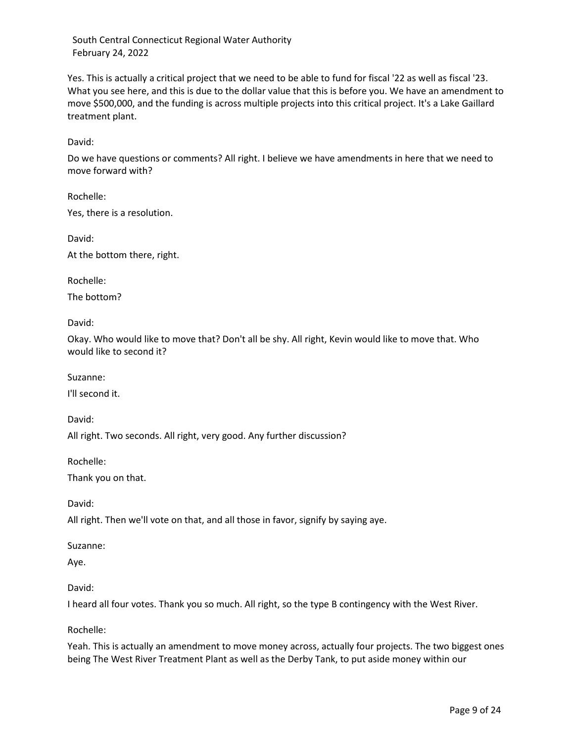Yes. This is actually a critical project that we need to be able to fund for fiscal '22 as well as fiscal '23. What you see here, and this is due to the dollar value that this is before you. We have an amendment to move $500,000, and the funding is across multiple projects into this critical project. It's a Lake Gaillard treatment plant.

David:

Do we have questions or comments? All right. I believe we have amendments in here that we need to move forward with?

Rochelle:

Yes, there is a resolution.

David:

At the bottom there, right.

Rochelle:

The bottom?

David:

Okay. Who would like to move that? Don't all be shy. All right, Kevin would like to move that. Who would like to second it?

Suzanne:

I'll second it.

David:

All right. Two seconds. All right, very good. Any further discussion?

Rochelle:

Thank you on that.

David:

All right. Then we'll vote on that, and all those in favor, signify by saying aye.

Suzanne:

Aye.

David:

I heard all four votes. Thank you so much. All right, so the type B contingency with the West River.

Rochelle:

Yeah. This is actually an amendment to move money across, actually four projects. The two biggest ones being The West River Treatment Plant as well as the Derby Tank, to put aside money within our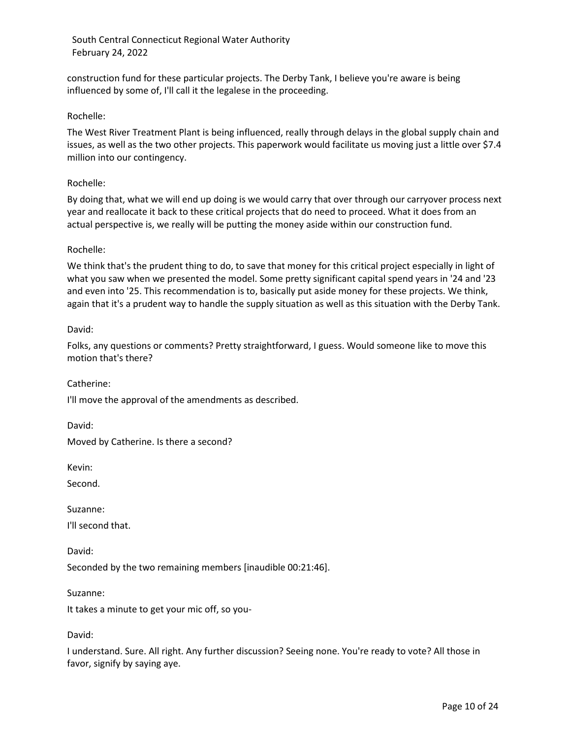construction fund for these particular projects. The Derby Tank, I believe you're aware is being influenced by some of, I'll call it the legalese in the proceeding.

Rochelle:

The West River Treatment Plant is being influenced, really through delays in the global supply chain and issues, as well as the two other projects. This paperwork would facilitate us moving just a little over $7.4 million into our contingency.

Rochelle:

By doing that, what we will end up doing is we would carry that over through our carryover process next year and reallocate it back to these critical projects that do need to proceed. What it does from an actual perspective is, we really will be putting the money aside within our construction fund.

Rochelle:

We think that's the prudent thing to do, to save that money for this critical project especially in light of what you saw when we presented the model. Some pretty significant capital spend years in '24 and '23 and even into '25. This recommendation is to, basically put aside money for these projects. We think, again that it's a prudent way to handle the supply situation as well as this situation with the Derby Tank.

David:

Folks, any questions or comments? Pretty straightforward, I guess. Would someone like to move this motion that's there?

Catherine:

I'll move the approval of the amendments as described.

David:

Moved by Catherine. Is there a second?

Kevin:

Second.

Suzanne:

I'll second that.

David:

Seconded by the two remaining members [inaudible 00:21:46].

Suzanne:

It takes a minute to get your mic off, so you-

David:

I understand. Sure. All right. Any further discussion? Seeing none. You're ready to vote? All those in favor, signify by saying aye.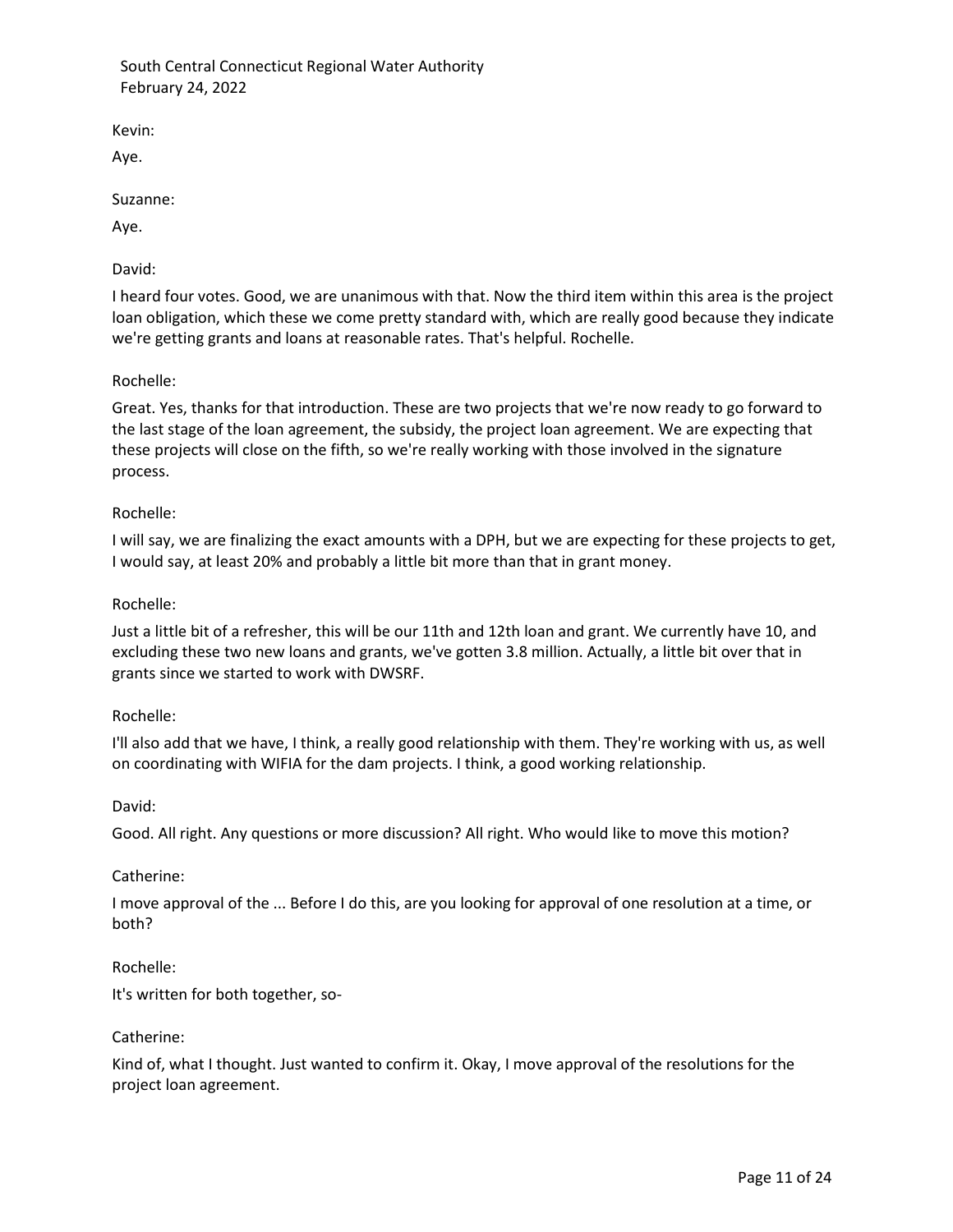Kevin:

Aye.

Suzanne:

Aye.

David:

I heard four votes. Good, we are unanimous with that. Now the third item within this area is the project loan obligation, which these we come pretty standard with, which are really good because they indicate we're getting grants and loans at reasonable rates. That's helpful. Rochelle.

Rochelle:

Great. Yes, thanks for that introduction. These are two projects that we're now ready to go forward to the last stage of the loan agreement, the subsidy, the project loan agreement. We are expecting that these projects will close on the fifth, so we're really working with those involved in the signature process.

Rochelle:

I will say, we are finalizing the exact amounts with a DPH, but we are expecting for these projects to get, I would say, at least 20% and probably a little bit more than that in grant money.

Rochelle:

Just a little bit of a refresher, this will be our 11th and 12th loan and grant. We currently have 10, and excluding these two new loans and grants, we've gotten 3.8 million. Actually, a little bit over that in grants since we started to work with DWSRF.

Rochelle:

I'll also add that we have, I think, a really good relationship with them. They're working with us, as well on coordinating with WIFIA for the dam projects. I think, a good working relationship.

David:

Good. All right. Any questions or more discussion? All right. Who would like to move this motion?

Catherine:

I move approval of the ... Before I do this, are you looking for approval of one resolution at a time, or both?

Rochelle:

It's written for both together, so-

Catherine:

Kind of, what I thought. Just wanted to confirm it. Okay, I move approval of the resolutions for the project loan agreement.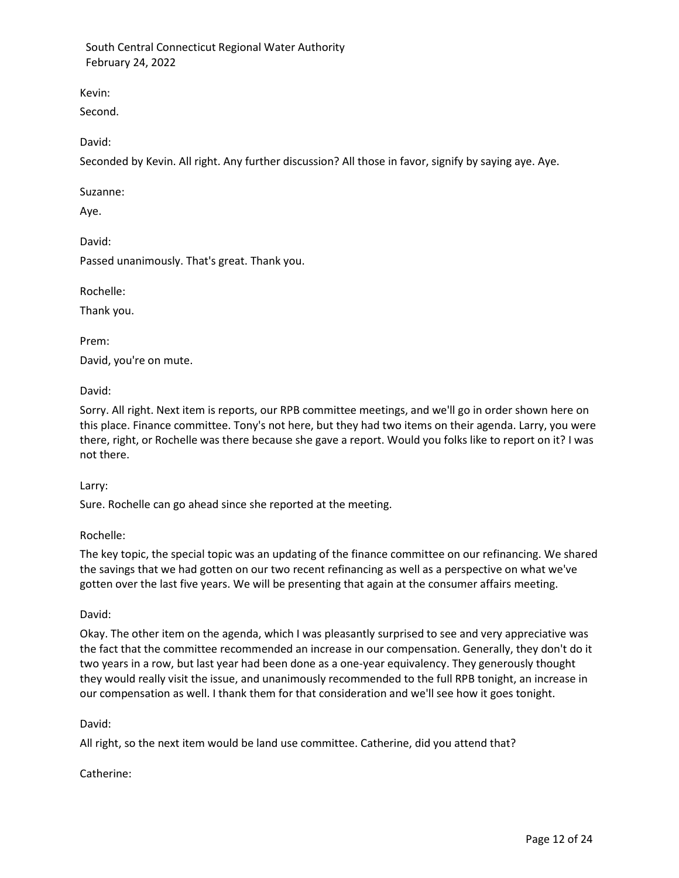Kevin:

Second.

David:

Seconded by Kevin. All right. Any further discussion? All those in favor, signify by saying aye. Aye.

Suzanne:

Aye.

David:

Passed unanimously. That's great. Thank you.

Rochelle:

Thank you.

Prem:

David, you're on mute.

David:

Sorry. All right. Next item is reports, our RPB committee meetings, and we'll go in order shown here on this place. Finance committee. Tony's not here, but they had two items on their agenda. Larry, you were there, right, or Rochelle was there because she gave a report. Would you folks like to report on it? I was not there.

Larry:

Sure. Rochelle can go ahead since she reported at the meeting.

Rochelle:

The key topic, the special topic was an updating of the finance committee on our refinancing. We shared the savings that we had gotten on our two recent refinancing as well as a perspective on what we've gotten over the last five years. We will be presenting that again at the consumer affairs meeting.

David:

Okay. The other item on the agenda, which I was pleasantly surprised to see and very appreciative was the fact that the committee recommended an increase in our compensation. Generally, they don't do it two years in a row, but last year had been done as a one-year equivalency. They generously thought they would really visit the issue, and unanimously recommended to the full RPB tonight, an increase in our compensation as well. I thank them for that consideration and we'll see how it goes tonight.

David:

All right, so the next item would be land use committee. Catherine, did you attend that?

Catherine: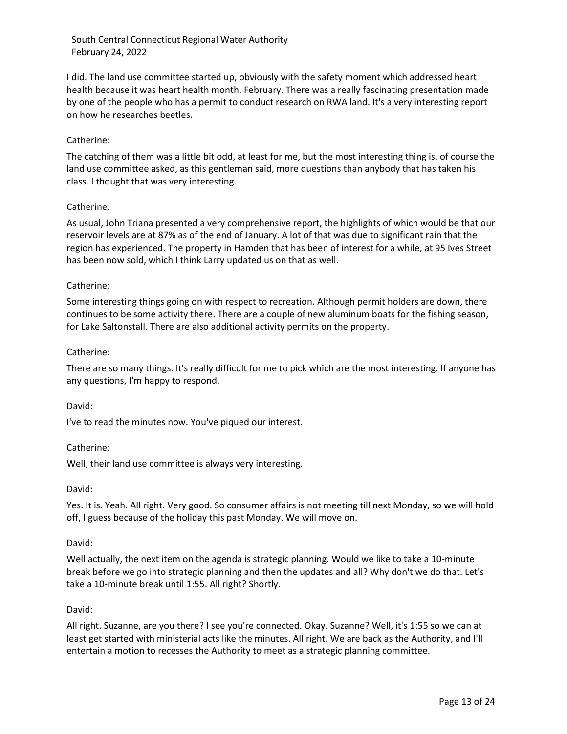I did. The land use committee started up, obviously with the safety moment which addressed heart health because it was heart health month, February. There was a really fascinating presentation made by one of the people who has a permit to conduct research on RWA land. It's a very interesting report on how he researches beetles.

Catherine:

The catching of them was a little bit odd, at least for me, but the most interesting thing is, of course the land use committee asked, as this gentleman said, more questions than anybody that has taken his class. I thought that was very interesting.

Catherine:

As usual, John Triana presented a very comprehensive report, the highlights of which would be that our reservoir levels are at 87% as of the end of January. A lot of that was due to significant rain that the region has experienced. The property in Hamden that has been of interest for a while, at 95 Ives Street has been now sold, which I think Larry updated us on that as well.

Catherine:

Some interesting things going on with respect to recreation. Although permit holders are down, there continues to be some activity there. There are a couple of new aluminum boats for the fishing season, for Lake Saltonstall. There are also additional activity permits on the property.

Catherine:

There are so many things. It's really difficult for me to pick which are the most interesting. If anyone has any questions, I'm happy to respond.

David:

I've to read the minutes now. You've piqued our interest.

Catherine:

Well, their land use committee is always very interesting.

David:

Yes. It is. Yeah. All right. Very good. So consumer affairs is not meeting till next Monday, so we will hold off, I guess because of the holiday this past Monday. We will move on.

David:

Well actually, the next item on the agenda is strategic planning. Would we like to take a 10-minute break before we go into strategic planning and then the updates and all? Why don't we do that. Let's take a 10-minute break until 1:55. All right? Shortly.

David:

All right. Suzanne, are you there? I see you're connected. Okay. Suzanne? Well, it's 1:55 so we can at least get started with ministerial acts like the minutes. All right. We are back as the Authority, and I'll entertain a motion to recesses the Authority to meet as a strategic planning committee.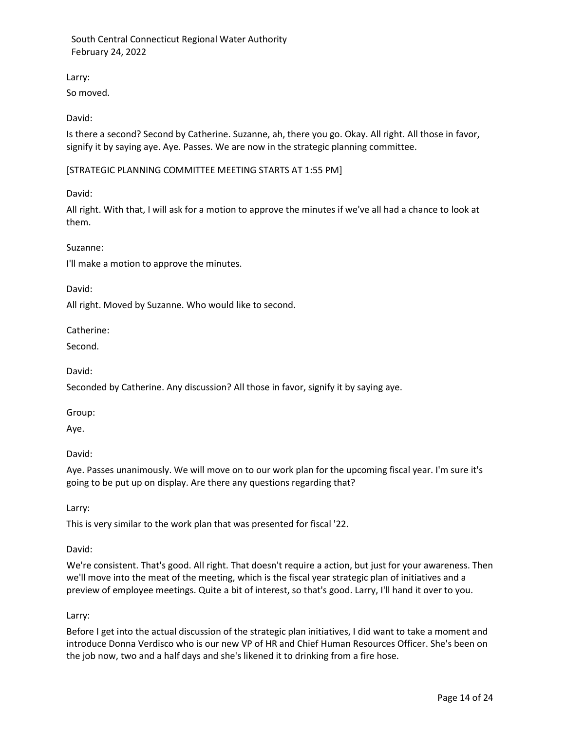Larry:

So moved.

David:

Is there a second? Second by Catherine. Suzanne, ah, there you go. Okay. All right. All those in favor, signify it by saying aye. Aye. Passes. We are now in the strategic planning committee.

[STRATEGIC PLANNING COMMITTEE MEETING STARTS AT 1:55 PM]

David:

All right. With that, I will ask for a motion to approve the minutes if we've all had a chance to look at them.

Suzanne:

I'll make a motion to approve the minutes.

David:

All right. Moved by Suzanne. Who would like to second.

Catherine:

Second.

David:

Seconded by Catherine. Any discussion? All those in favor, signify it by saying aye.

Group:

Aye.

David:

Aye. Passes unanimously. We will move on to our work plan for the upcoming fiscal year. I'm sure it's going to be put up on display. Are there any questions regarding that?

Larry:

This is very similar to the work plan that was presented for fiscal '22.

David:

We're consistent. That's good. All right. That doesn't require a action, but just for your awareness. Then we'll move into the meat of the meeting, which is the fiscal year strategic plan of initiatives and a preview of employee meetings. Quite a bit of interest, so that's good. Larry, I'll hand it over to you.

Larry:

Before I get into the actual discussion of the strategic plan initiatives, I did want to take a moment and introduce Donna Verdisco who is our new VP of HR and Chief Human Resources Officer. She's been on the job now, two and a half days and she's likened it to drinking from a fire hose.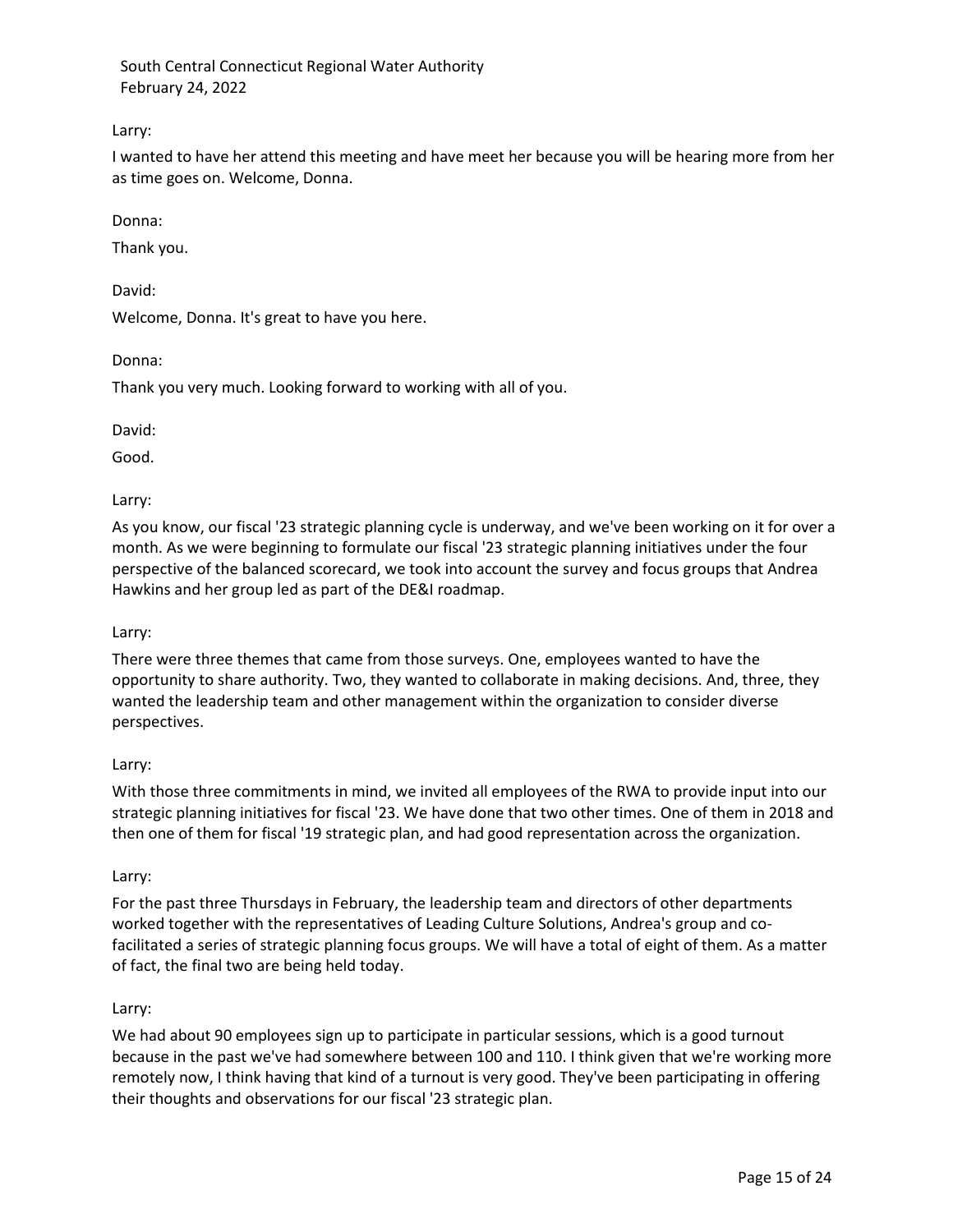Larry:

I wanted to have her attend this meeting and have meet her because you will be hearing more from her as time goes on. Welcome, Donna.

Donna:

Thank you.

David:

Welcome, Donna. It's great to have you here.

Donna:

Thank you very much. Looking forward to working with all of you.

David:

Good.

Larry:

As you know, our fiscal '23 strategic planning cycle is underway, and we've been working on it for over a month. As we were beginning to formulate our fiscal '23 strategic planning initiatives under the four perspective of the balanced scorecard, we took into account the survey and focus groups that Andrea Hawkins and her group led as part of the DE&I roadmap.

Larry:

There were three themes that came from those surveys. One, employees wanted to have the opportunity to share authority. Two, they wanted to collaborate in making decisions. And, three, they wanted the leadership team and other management within the organization to consider diverse perspectives.

Larry:

With those three commitments in mind, we invited all employees of the RWA to provide input into our strategic planning initiatives for fiscal '23. We have done that two other times. One of them in 2018 and then one of them for fiscal '19 strategic plan, and had good representation across the organization.

Larry:

For the past three Thursdays in February, the leadership team and directors of other departments worked together with the representatives of Leading Culture Solutions, Andrea's group and co-facilitated a series of strategic planning focus groups. We will have a total of eight of them. As a matter of fact, the final two are being held today.

Larry:

We had about 90 employees sign up to participate in particular sessions, which is a good turnout because in the past we've had somewhere between 100 and 110. I think given that we're working more remotely now, I think having that kind of a turnout is very good. They've been participating in offering their thoughts and observations for our fiscal '23 strategic plan.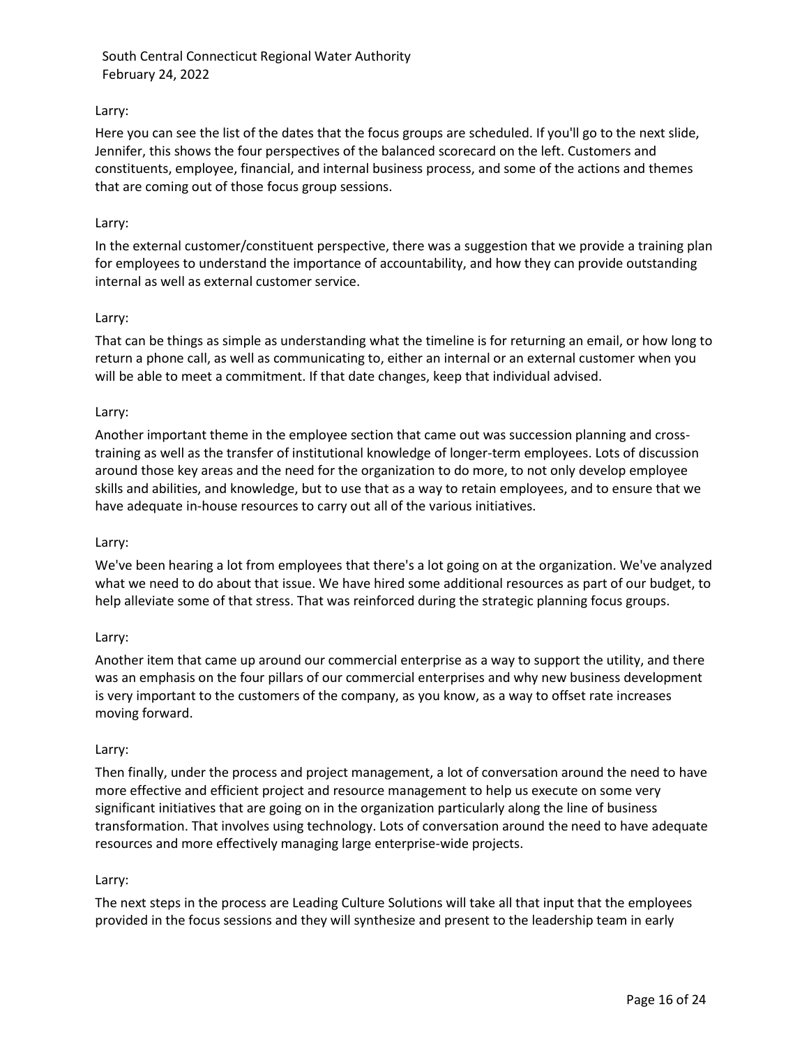Larry:

Here you can see the list of the dates that the focus groups are scheduled. If you'll go to the next slide, Jennifer, this shows the four perspectives of the balanced scorecard on the left. Customers and constituents, employee, financial, and internal business process, and some of the actions and themes that are coming out of those focus group sessions.

Larry:

In the external customer/constituent perspective, there was a suggestion that we provide a training plan for employees to understand the importance of accountability, and how they can provide outstanding internal as well as external customer service.

Larry:

That can be things as simple as understanding what the timeline is for returning an email, or how long to return a phone call, as well as communicating to, either an internal or an external customer when you will be able to meet a commitment. If that date changes, keep that individual advised.

Larry:

Another important theme in the employee section that came out was succession planning and cross-training as well as the transfer of institutional knowledge of longer-term employees. Lots of discussion around those key areas and the need for the organization to do more, to not only develop employee skills and abilities, and knowledge, but to use that as a way to retain employees, and to ensure that we have adequate in-house resources to carry out all of the various initiatives.

Larry:

We've been hearing a lot from employees that there's a lot going on at the organization. We've analyzed what we need to do about that issue. We have hired some additional resources as part of our budget, to help alleviate some of that stress. That was reinforced during the strategic planning focus groups.

Larry:

Another item that came up around our commercial enterprise as a way to support the utility, and there was an emphasis on the four pillars of our commercial enterprises and why new business development is very important to the customers of the company, as you know, as a way to offset rate increases moving forward.

Larry:

Then finally, under the process and project management, a lot of conversation around the need to have more effective and efficient project and resource management to help us execute on some very significant initiatives that are going on in the organization particularly along the line of business transformation. That involves using technology. Lots of conversation around the need to have adequate resources and more effectively managing large enterprise-wide projects.

Larry:

The next steps in the process are Leading Culture Solutions will take all that input that the employees provided in the focus sessions and they will synthesize and present to the leadership team in early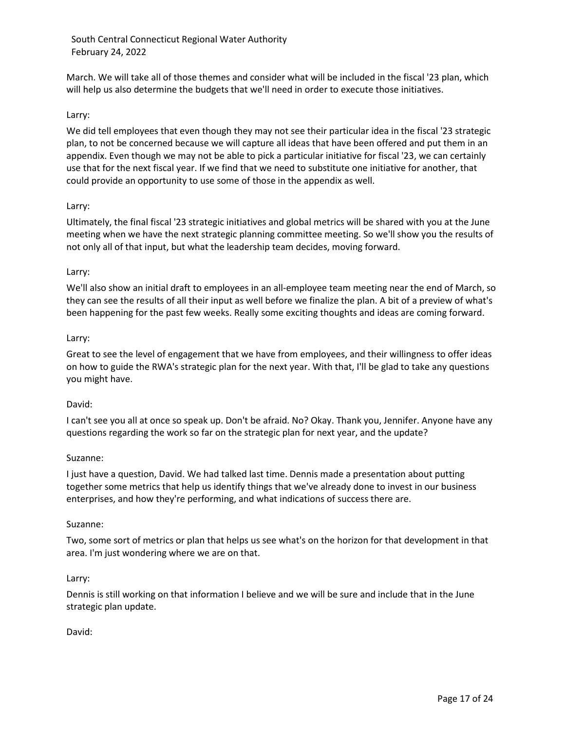March. We will take all of those themes and consider what will be included in the fiscal '23 plan, which will help us also determine the budgets that we'll need in order to execute those initiatives.

Larry:

We did tell employees that even though they may not see their particular idea in the fiscal '23 strategic plan, to not be concerned because we will capture all ideas that have been offered and put them in an appendix. Even though we may not be able to pick a particular initiative for fiscal '23, we can certainly use that for the next fiscal year. If we find that we need to substitute one initiative for another, that could provide an opportunity to use some of those in the appendix as well.

Larry:

Ultimately, the final fiscal '23 strategic initiatives and global metrics will be shared with you at the June meeting when we have the next strategic planning committee meeting. So we'll show you the results of not only all of that input, but what the leadership team decides, moving forward.

Larry:

We'll also show an initial draft to employees in an all-employee team meeting near the end of March, so they can see the results of all their input as well before we finalize the plan. A bit of a preview of what's been happening for the past few weeks. Really some exciting thoughts and ideas are coming forward.

Larry:

Great to see the level of engagement that we have from employees, and their willingness to offer ideas on how to guide the RWA's strategic plan for the next year. With that, I'll be glad to take any questions you might have.

David:

I can't see you all at once so speak up. Don't be afraid. No? Okay. Thank you, Jennifer. Anyone have any questions regarding the work so far on the strategic plan for next year, and the update?

Suzanne:

I just have a question, David. We had talked last time. Dennis made a presentation about putting together some metrics that help us identify things that we've already done to invest in our business enterprises, and how they're performing, and what indications of success there are.

Suzanne:

Two, some sort of metrics or plan that helps us see what's on the horizon for that development in that area. I'm just wondering where we are on that.

Larry:

Dennis is still working on that information I believe and we will be sure and include that in the June strategic plan update.

David: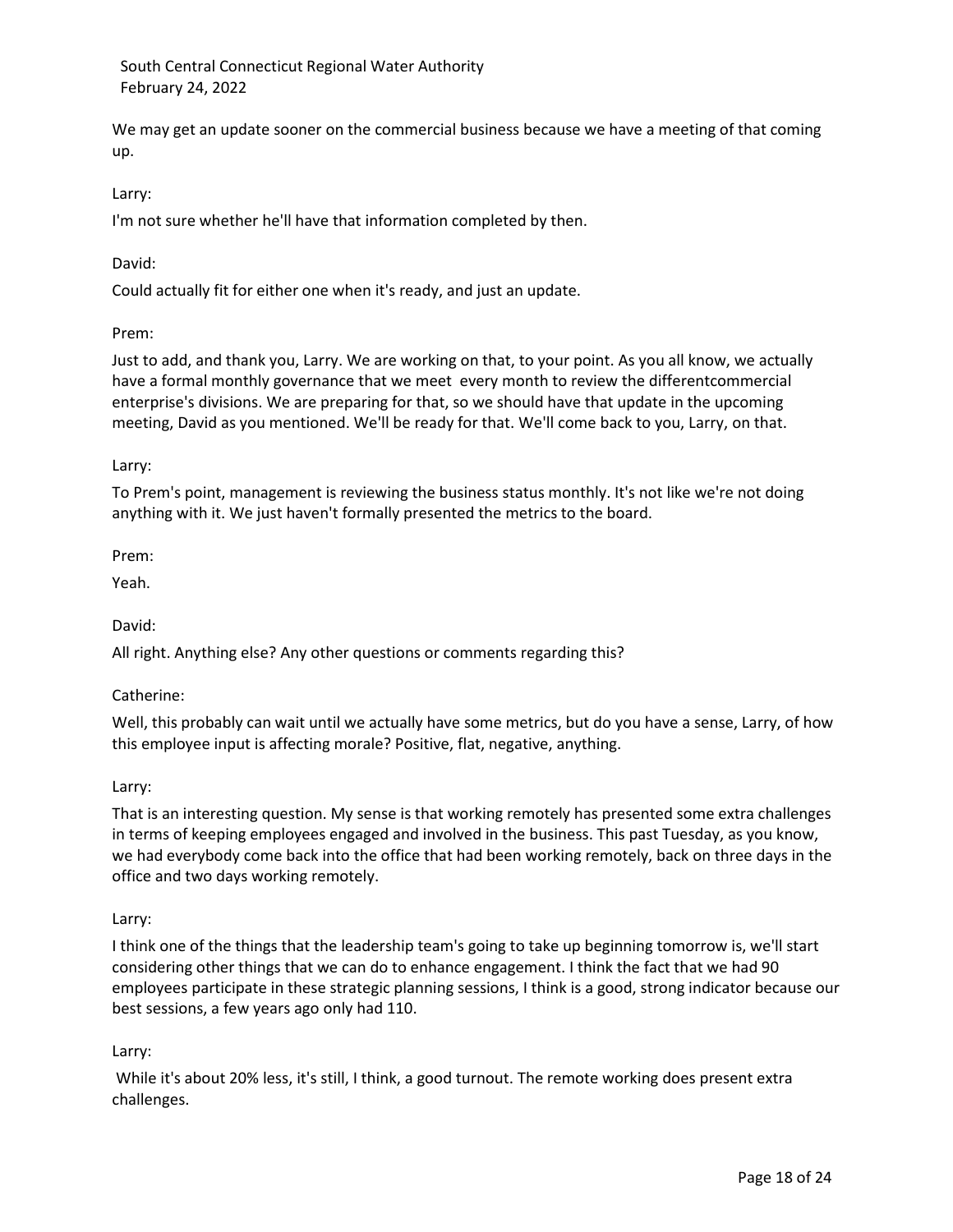We may get an update sooner on the commercial business because we have a meeting of that coming up.

Larry:

I'm not sure whether he'll have that information completed by then.

David:

Could actually fit for either one when it's ready, and just an update.

Prem:

Just to add, and thank you, Larry. We are working on that, to your point. As you all know, we actually have a formal monthly governance that we meet every month to review the differentcommercial enterprise's divisions. We are preparing for that, so we should have that update in the upcoming meeting, David as you mentioned. We'll be ready for that. We'll come back to you, Larry, on that.

Larry:

To Prem's point, management is reviewing the business status monthly. It's not like we're not doing anything with it. We just haven't formally presented the metrics to the board.

Prem:

Yeah.

David:

All right. Anything else? Any other questions or comments regarding this?

Catherine:

Well, this probably can wait until we actually have some metrics, but do you have a sense, Larry, of how this employee input is affecting morale? Positive, flat, negative, anything.

Larry:

That is an interesting question. My sense is that working remotely has presented some extra challenges in terms of keeping employees engaged and involved in the business. This past Tuesday, as you know, we had everybody come back into the office that had been working remotely, back on three days in the office and two days working remotely.

Larry:

I think one of the things that the leadership team's going to take up beginning tomorrow is, we'll start considering other things that we can do to enhance engagement. I think the fact that we had 90 employees participate in these strategic planning sessions, I think is a good, strong indicator because our best sessions, a few years ago only had 110.

Larry:

While it's about 20% less, it's still, I think, a good turnout. The remote working does present extra challenges.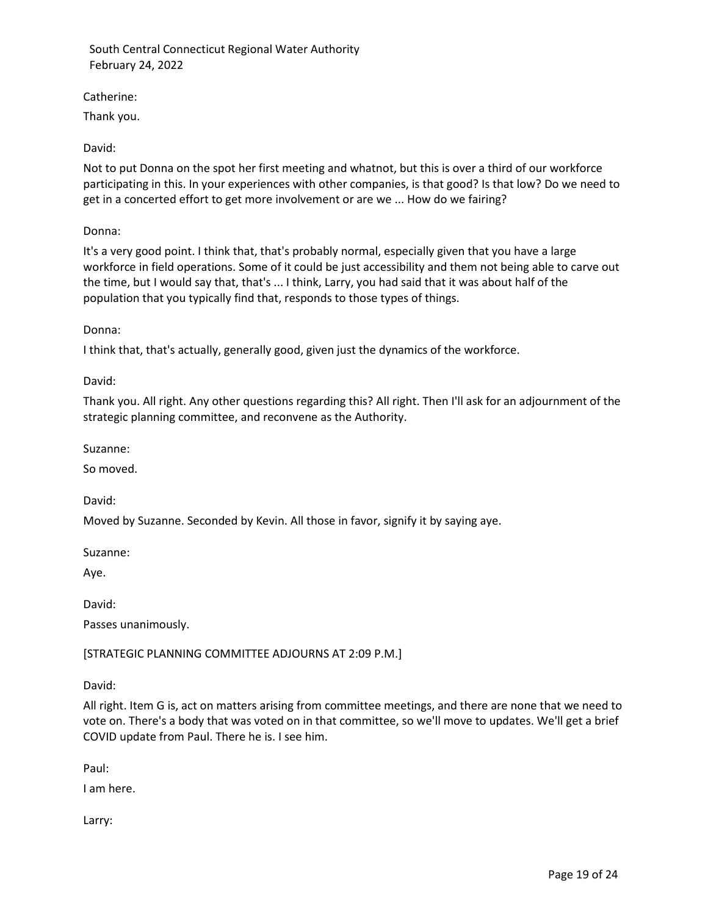Catherine:

Thank you.

David:

Not to put Donna on the spot her first meeting and whatnot, but this is over a third of our workforce participating in this. In your experiences with other companies, is that good? Is that low? Do we need to get in a concerted effort to get more involvement or are we ... How do we fairing?

Donna:

It's a very good point. I think that, that's probably normal, especially given that you have a large workforce in field operations. Some of it could be just accessibility and them not being able to carve out the time, but I would say that, that's ... I think, Larry, you had said that it was about half of the population that you typically find that, responds to those types of things.

Donna:

I think that, that's actually, generally good, given just the dynamics of the workforce.

David:

Thank you. All right. Any other questions regarding this? All right. Then I'll ask for an adjournment of the strategic planning committee, and reconvene as the Authority.

Suzanne:

So moved.

David:

Moved by Suzanne. Seconded by Kevin. All those in favor, signify it by saying aye.

Suzanne:

Aye.

David:

Passes unanimously.

[STRATEGIC PLANNING COMMITTEE ADJOURNS AT 2:09 P.M.]

David:

All right. Item G is, act on matters arising from committee meetings, and there are none that we need to vote on. There's a body that was voted on in that committee, so we'll move to updates. We'll get a brief COVID update from Paul. There he is. I see him.

Paul:

I am here.

Larry: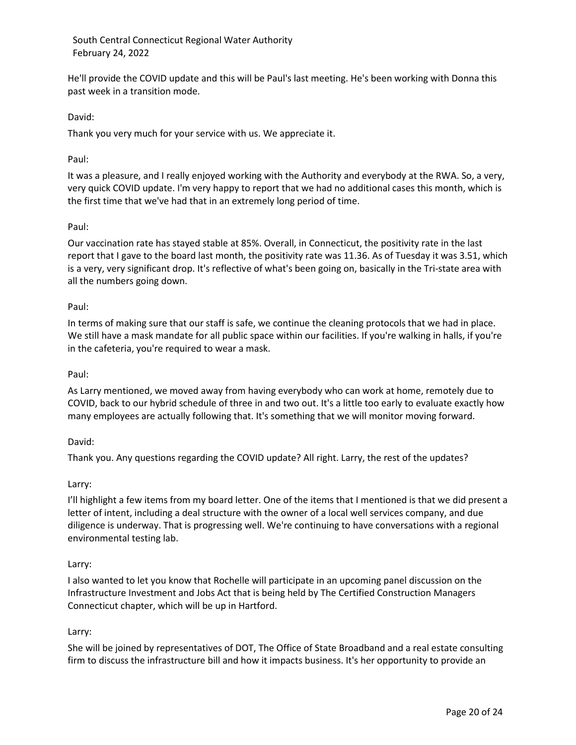He'll provide the COVID update and this will be Paul's last meeting. He's been working with Donna this past week in a transition mode.

David:

Thank you very much for your service with us. We appreciate it.

Paul:

It was a pleasure, and I really enjoyed working with the Authority and everybody at the RWA. So, a very, very quick COVID update. I'm very happy to report that we had no additional cases this month, which is the first time that we've had that in an extremely long period of time.

Paul:

Our vaccination rate has stayed stable at 85%. Overall, in Connecticut, the positivity rate in the last report that I gave to the board last month, the positivity rate was 11.36. As of Tuesday it was 3.51, which is a very, very significant drop. It's reflective of what's been going on, basically in the Tri-state area with all the numbers going down.

Paul:

In terms of making sure that our staff is safe, we continue the cleaning protocols that we had in place. We still have a mask mandate for all public space within our facilities. If you're walking in halls, if you're in the cafeteria, you're required to wear a mask.

Paul:

As Larry mentioned, we moved away from having everybody who can work at home, remotely due to COVID, back to our hybrid schedule of three in and two out. It's a little too early to evaluate exactly how many employees are actually following that. It's something that we will monitor moving forward.

David:

Thank you. Any questions regarding the COVID update? All right. Larry, the rest of the updates?

Larry:

I'll highlight a few items from my board letter. One of the items that I mentioned is that we did present a letter of intent, including a deal structure with the owner of a local well services company, and due diligence is underway. That is progressing well. We're continuing to have conversations with a regional environmental testing lab.

Larry:

I also wanted to let you know that Rochelle will participate in an upcoming panel discussion on the Infrastructure Investment and Jobs Act that is being held by The Certified Construction Managers Connecticut chapter, which will be up in Hartford.

Larry:

She will be joined by representatives of DOT, The Office of State Broadband and a real estate consulting firm to discuss the infrastructure bill and how it impacts business. It's her opportunity to provide an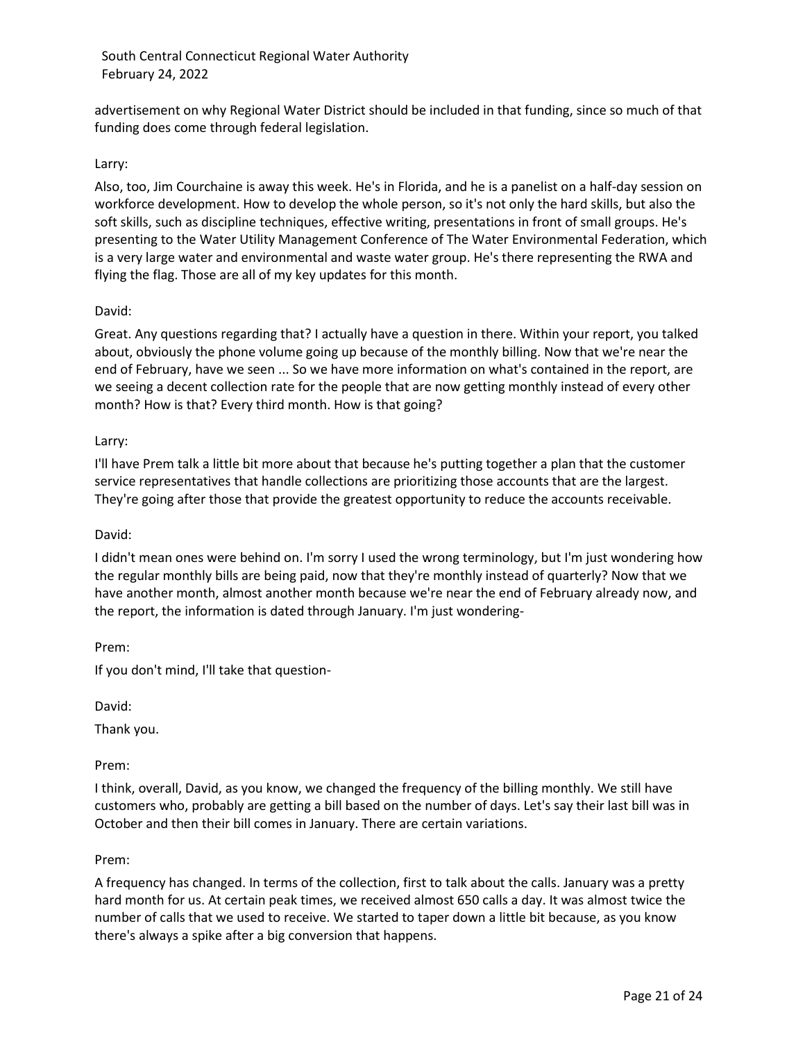advertisement on why Regional Water District should be included in that funding, since so much of that funding does come through federal legislation.

Larry:

Also, too, Jim Courchaine is away this week. He's in Florida, and he is a panelist on a half-day session on workforce development. How to develop the whole person, so it's not only the hard skills, but also the soft skills, such as discipline techniques, effective writing, presentations in front of small groups. He's presenting to the Water Utility Management Conference of The Water Environmental Federation, which is a very large water and environmental and waste water group. He's there representing the RWA and flying the flag. Those are all of my key updates for this month.

David:

Great. Any questions regarding that? I actually have a question in there. Within your report, you talked about, obviously the phone volume going up because of the monthly billing. Now that we're near the end of February, have we seen ... So we have more information on what's contained in the report, are we seeing a decent collection rate for the people that are now getting monthly instead of every other month? How is that? Every third month. How is that going?

Larry:

I'll have Prem talk a little bit more about that because he's putting together a plan that the customer service representatives that handle collections are prioritizing those accounts that are the largest. They're going after those that provide the greatest opportunity to reduce the accounts receivable.

David:

I didn't mean ones were behind on. I'm sorry I used the wrong terminology, but I'm just wondering how the regular monthly bills are being paid, now that they're monthly instead of quarterly? Now that we have another month, almost another month because we're near the end of February already now, and the report, the information is dated through January. I'm just wondering-

Prem:

If you don't mind, I'll take that question-

David:

Thank you.

Prem:

I think, overall, David, as you know, we changed the frequency of the billing monthly. We still have customers who, probably are getting a bill based on the number of days. Let's say their last bill was in October and then their bill comes in January. There are certain variations.

Prem:

A frequency has changed. In terms of the collection, first to talk about the calls. January was a pretty hard month for us. At certain peak times, we received almost 650 calls a day. It was almost twice the number of calls that we used to receive. We started to taper down a little bit because, as you know there's always a spike after a big conversion that happens.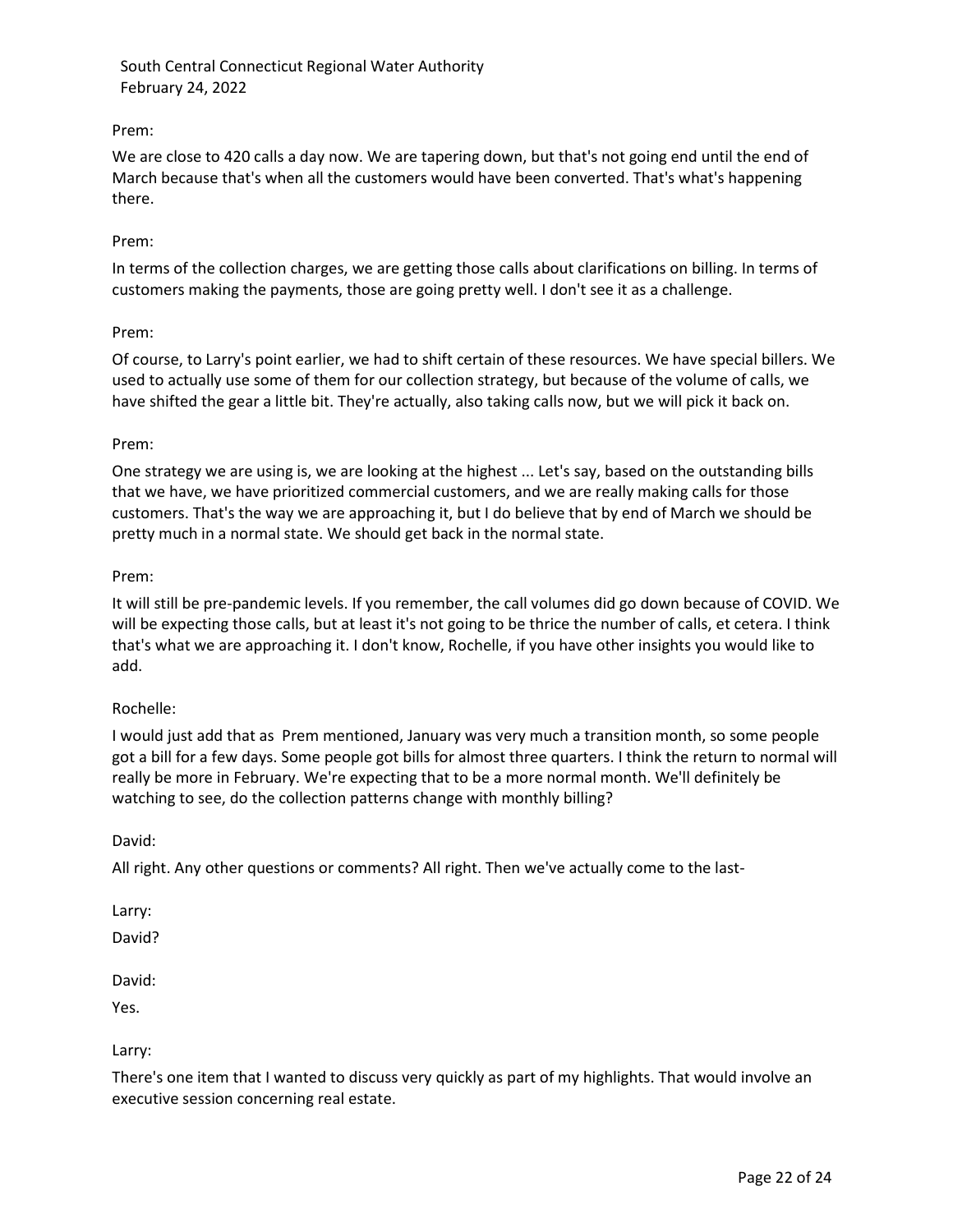Prem:

We are close to 420 calls a day now. We are tapering down, but that's not going end until the end of March because that's when all the customers would have been converted. That's what's happening there.

Prem:

In terms of the collection charges, we are getting those calls about clarifications on billing. In terms of customers making the payments, those are going pretty well. I don't see it as a challenge.

Prem:

Of course, to Larry's point earlier, we had to shift certain of these resources. We have special billers. We used to actually use some of them for our collection strategy, but because of the volume of calls, we have shifted the gear a little bit. They're actually, also taking calls now, but we will pick it back on.

Prem:

One strategy we are using is, we are looking at the highest ... Let's say, based on the outstanding bills that we have, we have prioritized commercial customers, and we are really making calls for those customers. That's the way we are approaching it, but I do believe that by end of March we should be pretty much in a normal state. We should get back in the normal state.

Prem:

It will still be pre-pandemic levels. If you remember, the call volumes did go down because of COVID. We will be expecting those calls, but at least it's not going to be thrice the number of calls, et cetera. I think that's what we are approaching it. I don't know, Rochelle, if you have other insights you would like to add.

Rochelle:

I would just add that as Prem mentioned, January was very much a transition month, so some people got a bill for a few days. Some people got bills for almost three quarters. I think the return to normal will really be more in February. We're expecting that to be a more normal month. We'll definitely be watching to see, do the collection patterns change with monthly billing?

David:

All right. Any other questions or comments? All right. Then we've actually come to the last-

Larry:

David?

David:

Yes.

Larry:

There's one item that I wanted to discuss very quickly as part of my highlights. That would involve an executive session concerning real estate.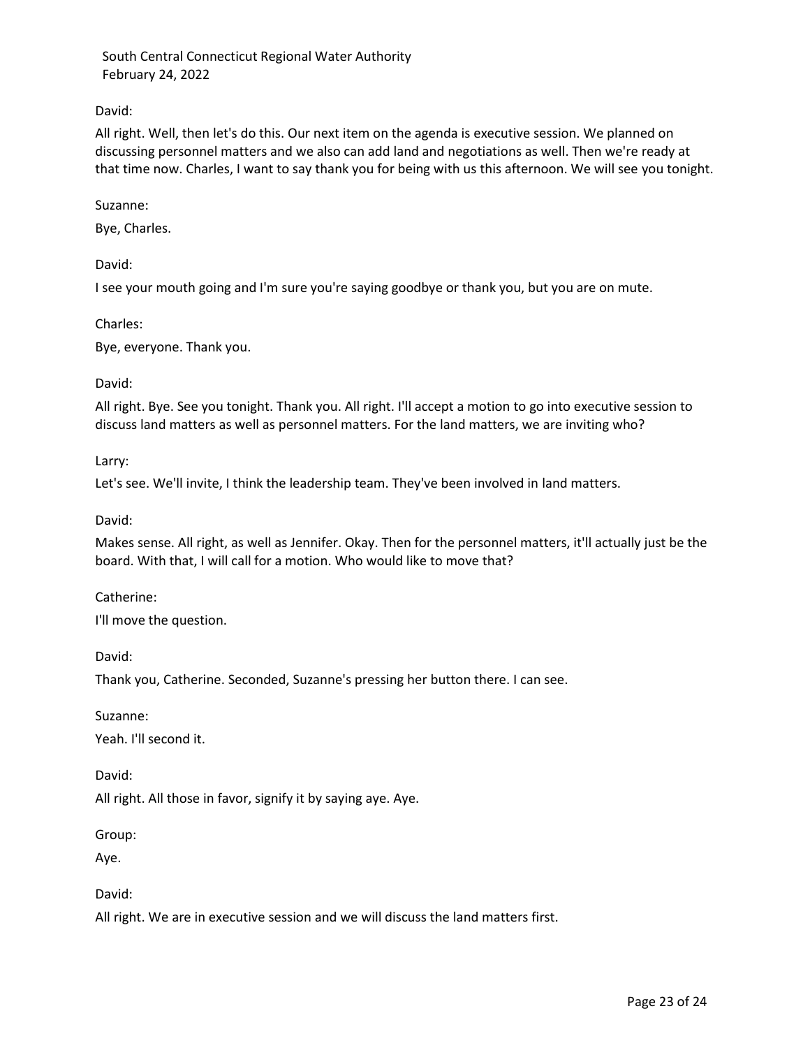David:

All right. Well, then let's do this. Our next item on the agenda is executive session. We planned on discussing personnel matters and we also can add land and negotiations as well. Then we're ready at that time now. Charles, I want to say thank you for being with us this afternoon. We will see you tonight.

Suzanne:

Bye, Charles.

David:

I see your mouth going and I'm sure you're saying goodbye or thank you, but you are on mute.

Charles:

Bye, everyone. Thank you.

David:

All right. Bye. See you tonight. Thank you. All right. I'll accept a motion to go into executive session to discuss land matters as well as personnel matters. For the land matters, we are inviting who?

Larry:

Let's see. We'll invite, I think the leadership team. They've been involved in land matters.

David:

Makes sense. All right, as well as Jennifer. Okay. Then for the personnel matters, it'll actually just be the board. With that, I will call for a motion. Who would like to move that?

Catherine:

I'll move the question.

David:

Thank you, Catherine. Seconded, Suzanne's pressing her button there. I can see.

Suzanne:

Yeah. I'll second it.

David:

All right. All those in favor, signify it by saying aye. Aye.

Group:

Aye.

David:

All right. We are in executive session and we will discuss the land matters first.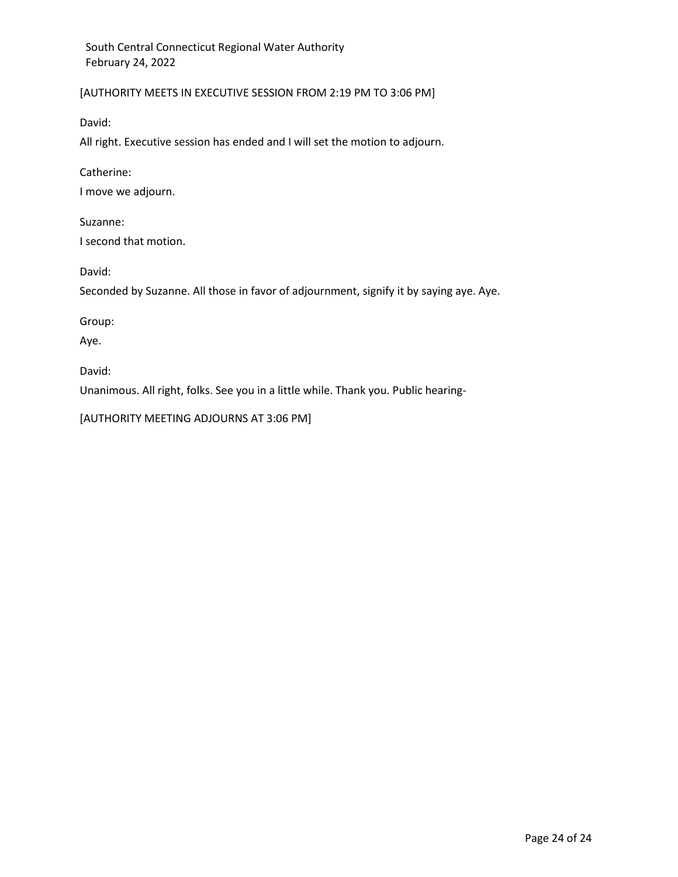[AUTHORITY MEETS IN EXECUTIVE SESSION FROM 2:19 PM TO 3:06 PM]

David:

All right. Executive session has ended and I will set the motion to adjourn.

Catherine:

I move we adjourn.

Suzanne:

I second that motion.

David:

Seconded by Suzanne. All those in favor of adjournment, signify it by saying aye. Aye.

Group:

Aye.

David:

Unanimous. All right, folks. See you in a little while. Thank you. Public hearing-

[AUTHORITY MEETING ADJOURNS AT 3:06 PM]